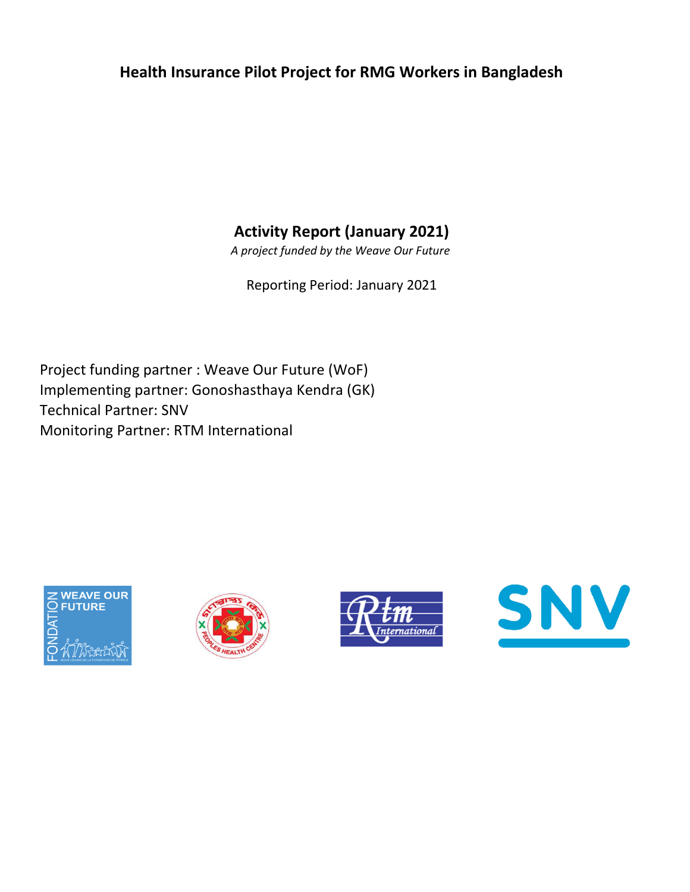# Health Insurance Pilot Project for RMG Workers in Bangladesh

## Activity Report (January 2021)

*A project funded by the Weave Our Future*

Reporting Period: January 2021

Project funding partner : Weave Our Future (WoF)
Implementing partner: Gonoshasthaya Kendra (GK)
Technical Partner: SNV
Monitoring Partner: RTM International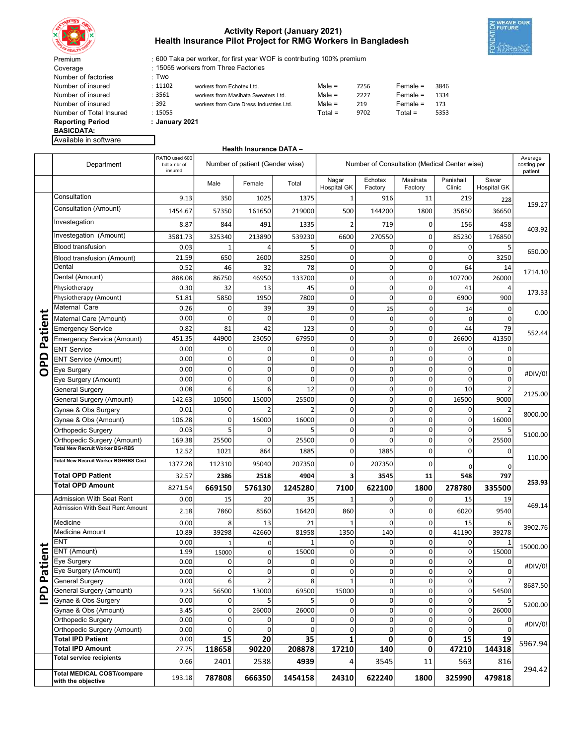# Activity Report (January 2021)
## Health Insurance Pilot Project for RMG Workers in Bangladesh

| | | | | | |
|---|---|---|---|---|---|
| Premium | : 600 Taka per worker, for first year WOF is contributing 100% premium | | | | |
| Coverage | : 15055 workers from Three Factories | | | | |
| Number of factories | : Two | | | | |
| Number of insured | : 11102 | workers from Echotex Ltd. | Male = 7256 | Female = 3846 |
| Number of insured | : 3561 | workers from Masihata Sweaters Ltd. | Male = 2227 | Female = 1334 |
| Number of insured | : 392 | workers from Cute Dress Industries Ltd. | Male = 219 | Female = 173 |
| Number of Total Insured | : 15055 | | Total = 9702 | Total = 5353 |
| **Reporting Period** | **: January 2021** | | | | |

**BASICDATA:**

Available in software

**Health Insurance DATA –**

| | Department | RATIO used 600 bdt x nbr of insured | Number of patient (Gender wise) | | | Number of Consultation (Medical Center wise) | | | | | Average costing per patient |
|---|---|---|---|---|---|---|---|---|---|---|---|
| | | | Male | Female | Total | Nagar Hospital GK | Echotex Factory | Masihata Factory | Panishail Clinic | Savar Hospital GK | |
| OPD Patient | Consultation | 9.13 | 350 | 1025 | 1375 | 1 | 916 | 11 | 219 | 228 | 159.27 |
| | Consultation (Amount) | 1454.67 | 57350 | 161650 | 219000 | 500 | 144200 | 1800 | 35850 | 36650 | |
| | Investegation | 8.87 | 844 | 491 | 1335 | 2 | 719 | 0 | 156 | 458 | 403.92 |
| | Investegation (Amount) | 3581.73 | 325340 | 213890 | 539230 | 6600 | 270550 | 0 | 85230 | 176850 | |
| | Blood transfusion | 0.03 | 1 | 4 | 5 | 0 | 0 | 0 | 0 | 5 | 650.00 |
| | Blood transfusion (Amount) | 21.59 | 650 | 2600 | 3250 | 0 | 0 | 0 | 0 | 3250 | |
| | Dental | 0.52 | 46 | 32 | 78 | 0 | 0 | 0 | 64 | 14 | 1714.10 |
| | Dental (Amount) | 888.08 | 86750 | 46950 | 133700 | 0 | 0 | 0 | 107700 | 26000 | |
| | Physiotherapy | 0.30 | 32 | 13 | 45 | 0 | 0 | 0 | 41 | 4 | 173.33 |
| | Physiotherapy (Amount) | 51.81 | 5850 | 1950 | 7800 | 0 | 0 | 0 | 6900 | 900 | |
| | Maternal Care | 0.26 | 0 | 39 | 39 | 0 | 25 | 0 | 14 | 0 | 0.00 |
| | Maternal Care (Amount) | 0.00 | 0 | 0 | 0 | 0 | 0 | 0 | 0 | 0 | |
| | Emergency Service | 0.82 | 81 | 42 | 123 | 0 | 0 | 0 | 44 | 79 | 552.44 |
| | Emergency Service (Amount) | 451.35 | 44900 | 23050 | 67950 | 0 | 0 | 0 | 26600 | 41350 | |
| | ENT Service | 0.00 | 0 | 0 | 0 | 0 | 0 | 0 | 0 | 0 | |
| | ENT Service (Amount) | 0.00 | 0 | 0 | 0 | 0 | 0 | 0 | 0 | 0 | |
| | Eye Surgery | 0.00 | 0 | 0 | 0 | 0 | 0 | 0 | 0 | 0 | #DIV/0! |
| | Eye Surgery (Amount) | 0.00 | 0 | 0 | 0 | 0 | 0 | 0 | 0 | 0 | |
| | General Surgery | 0.08 | 6 | 6 | 12 | 0 | 0 | 0 | 10 | 2 | 2125.00 |
| | General Surgery (Amount) | 142.63 | 10500 | 15000 | 25500 | 0 | 0 | 0 | 16500 | 9000 | |
| | Gynae & Obs Surgery | 0.01 | 0 | 2 | 2 | 0 | 0 | 0 | 0 | 2 | 8000.00 |
| | Gynae & Obs (Amount) | 106.28 | 0 | 16000 | 16000 | 0 | 0 | 0 | 0 | 16000 | |
| | Orthopedic Surgery | 0.03 | 5 | 0 | 5 | 0 | 0 | 0 | 0 | 5 | 5100.00 |
| | Orthopedic Surgery (Amount) | 169.38 | 25500 | 0 | 25500 | 0 | 0 | 0 | 0 | 25500 | |
| | Total New Recruit Worker BG+RBS | 12.52 | 1021 | 864 | 1885 | 0 | 1885 | 0 | 0 | 0 | 110.00 |
| | Total New Recruit Worker BG+RBS Cost | 1377.28 | 112310 | 95040 | 207350 | 0 | 207350 | 0 | 0 | 0 | |
| | **Total OPD Patient** | 32.57 | **2386** | **2518** | **4904** | **3** | **3545** | **11** | **548** | **797** | **253.93** |
| | **Total OPD Amount** | 8271.54 | **669150** | **576130** | **1245280** | **7100** | **622100** | **1800** | **278780** | **335500** | |
| IPD Patient | Admission With Seat Rent | 0.00 | 15 | 20 | 35 | 1 | 0 | 0 | 15 | 19 | 469.14 |
| | Admission With Seat Rent Amount | 2.18 | 7860 | 8560 | 16420 | 860 | 0 | 0 | 6020 | 9540 | |
| | Medicine | 0.00 | 8 | 13 | 21 | 1 | 0 | 0 | 15 | 6 | 3902.76 |
| | Medicine Amount | 10.89 | 39298 | 42660 | 81958 | 1350 | 140 | 0 | 41190 | 39278 | |
| | ENT | 0.00 | 1 | 0 | 1 | 0 | 0 | 0 | 0 | 1 | 15000.00 |
| | ENT (Amount) | 1.99 | 15000 | 0 | 15000 | 0 | 0 | 0 | 0 | 15000 | |
| | Eye Surgery | 0.00 | 0 | 0 | 0 | 0 | 0 | 0 | 0 | 0 | #DIV/0! |
| | Eye Surgery (Amount) | 0.00 | 0 | 0 | 0 | 0 | 0 | 0 | 0 | 0 | |
| | General Surgery | 0.00 | 6 | 2 | 8 | 1 | 0 | 0 | 0 | 7 | 8687.50 |
| | General Surgery (amount) | 9.23 | 56500 | 13000 | 69500 | 15000 | 0 | 0 | 0 | 54500 | |
| | Gynae & Obs Surgery | 0.00 | 0 | 5 | 5 | 0 | 0 | 0 | 0 | 5 | 5200.00 |
| | Gynae & Obs (Amount) | 3.45 | 0 | 26000 | 26000 | 0 | 0 | 0 | 0 | 26000 | |
| | Orthopedic Surgery | 0.00 | 0 | 0 | 0 | 0 | 0 | 0 | 0 | 0 | #DIV/0! |
| | Orthopedic Surgery (Amount) | 0.00 | 0 | 0 | 0 | 0 | 0 | 0 | 0 | 0 | |
| | **Total IPD Patient** | 0.00 | **15** | **20** | **35** | **1** | **0** | **0** | **15** | **19** | 5967.94 |
| | **Total IPD Amount** | 27.75 | **118658** | **90220** | **208878** | **17210** | **140** | **0** | **47210** | **144318** | |
| | **Total service recipients** | 0.66 | 2401 | 2538 | 4939 | 4 | 3545 | 11 | 563 | 816 | 294.42 |
| | **Total MEDICAL COST/compare with the objective** | 193.18 | **787808** | **666350** | **1454158** | **24310** | **622240** | **1800** | **325990** | **479818** | |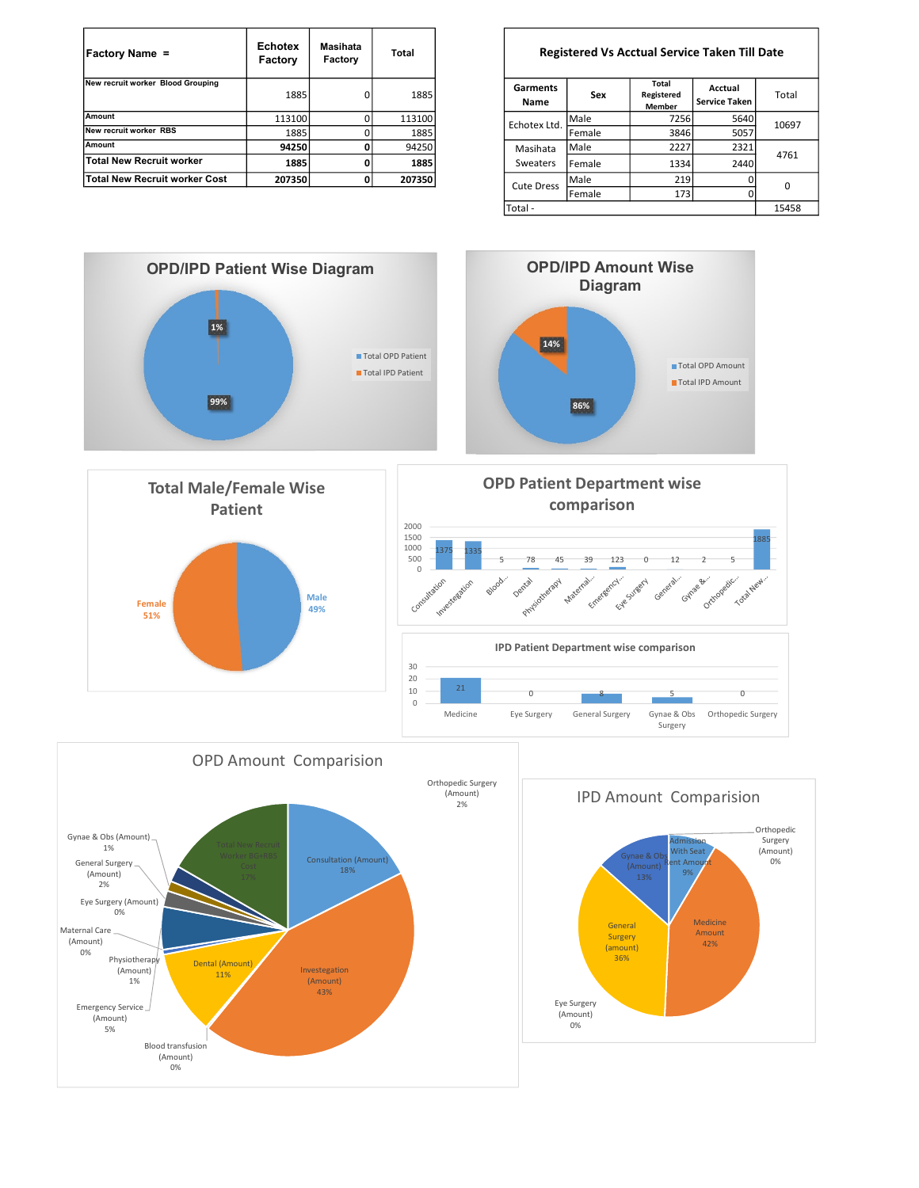| Factory Name = | Echotex Factory | Masihata Factory | Total |
|---|---|---|---|
| New recruit worker Blood Grouping | 1885 | 0 | 1885 |
| Amount | 113100 | 0 | 113100 |
| New recruit worker RBS | 1885 | 0 | 1885 |
| Amount | **94250** | **0** | **94250** |
| **Total New Recruit worker** | **1885** | **0** | **1885** |
| **Total New Recruit worker Cost** | **207350** | **0** | **207350** |

**Registered Vs Acctual Service Taken Till Date**

| Garments Name | Sex | Total Registered Member | Acctual Service Taken | Total |
|---|---|---|---|---|
| Echotex Ltd. | Male | 7256 | 5640 | 10697 |
| | Female | 3846 | 5057 | |
| Masihata Sweaters | Male | 2227 | 2321 | 4761 |
| | Female | 1334 | 2440 | |
| Cute Dress | Male | 219 | 0 | 0 |
| | Female | 173 | 0 | |
| Total - | | | | 15458 |

**OPD/IPD Patient Wise Diagram**

- Total OPD Patient: 99%
- Total IPD Patient: 1%

**OPD/IPD Amount Wise Diagram**

- Total OPD Amount: 86%
- Total IPD Amount: 14%

**Total Male/Female Wise Patient**

- Male: 49%
- Female: 51%

**OPD Patient Department wise comparison**

| Consultation | Investegation | Blood... | Dental | Physiotherapy | Maternal... | Emergency... | Eye Surgery | General... | Gynae &... | Orthopedic... | Total New... |
|---|---|---|---|---|---|---|---|---|---|---|---|
| 1375 | 1335 | 5 | 78 | 45 | 39 | 123 | 0 | 12 | 2 | 5 | 1885 |

**IPD Patient Department wise comparison**

| Medicine | Eye Surgery | General Surgery | Gynae & Obs Surgery | Orthopedic Surgery |
|---|---|---|---|---|
| 21 | 0 | 8 | 5 | 0 |

**OPD Amount Comparision**

- Consultation (Amount): 18%
- Investegation (Amount): 43%
- Dental (Amount): 11%
- Blood transfusion (Amount): 0%
- Emergency Service (Amount): 5%
- Physiotherapy (Amount): 1%
- Maternal Care (Amount): 0%
- Eye Surgery (Amount): 0%
- General Surgery (Amount): 2%
- Gynae & Obs (Amount): 1%
- Orthopedic Surgery (Amount): 2%
- Total New Recruit Worker BG+RBS Cost: 17%

**IPD Amount Comparision**

- Admission With Seat Rent Amount: 9%
- Medicine Amount: 42%
- General Surgery (amount): 36%
- Gynae & Obs (Amount): 13%
- Eye Surgery (Amount): 0%
- Orthopedic Surgery (Amount): 0%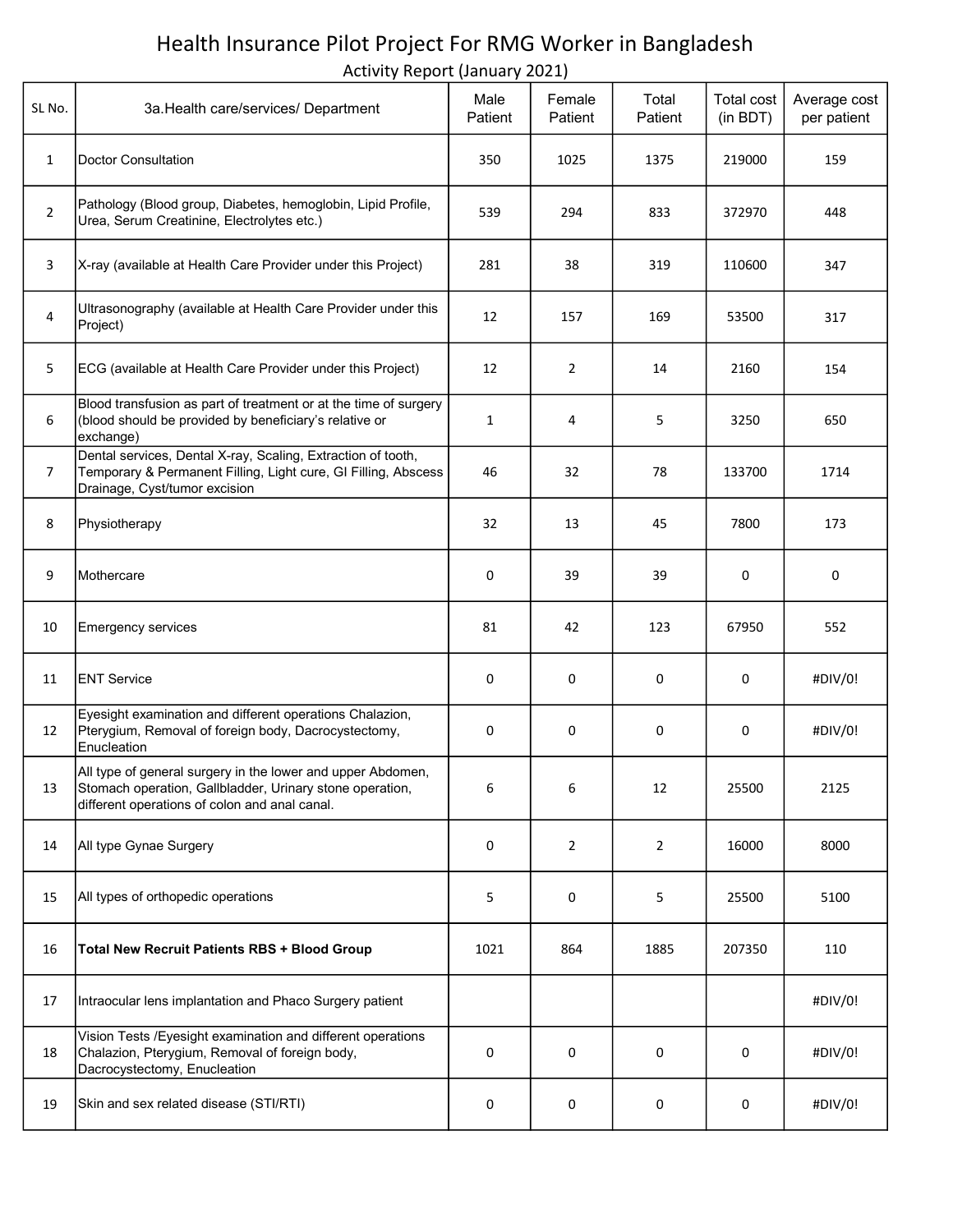# Health Insurance Pilot Project For RMG Worker in Bangladesh

Activity Report (January 2021)

| SL No. | 3a.Health care/services/ Department | Male Patient | Female Patient | Total Patient | Total cost (in BDT) | Average cost per patient |
|---|---|---|---|---|---|---|
| 1 | Doctor Consultation | 350 | 1025 | 1375 | 219000 | 159 |
| 2 | Pathology (Blood group, Diabetes, hemoglobin, Lipid Profile, Urea, Serum Creatinine, Electrolytes etc.) | 539 | 294 | 833 | 372970 | 448 |
| 3 | X-ray (available at Health Care Provider under this Project) | 281 | 38 | 319 | 110600 | 347 |
| 4 | Ultrasonography (available at Health Care Provider under this Project) | 12 | 157 | 169 | 53500 | 317 |
| 5 | ECG (available at Health Care Provider under this Project) | 12 | 2 | 14 | 2160 | 154 |
| 6 | Blood transfusion as part of treatment or at the time of surgery (blood should be provided by beneficiary's relative or exchange) | 1 | 4 | 5 | 3250 | 650 |
| 7 | Dental services, Dental X-ray, Scaling, Extraction of tooth, Temporary & Permanent Filling, Light cure, GI Filling, Abscess Drainage, Cyst/tumor excision | 46 | 32 | 78 | 133700 | 1714 |
| 8 | Physiotherapy | 32 | 13 | 45 | 7800 | 173 |
| 9 | Mothercare | 0 | 39 | 39 | 0 | 0 |
| 10 | Emergency services | 81 | 42 | 123 | 67950 | 552 |
| 11 | ENT Service | 0 | 0 | 0 | 0 | #DIV/0! |
| 12 | Eyesight examination and different operations Chalazion, Pterygium, Removal of foreign body, Dacrocystectomy, Enucleation | 0 | 0 | 0 | 0 | #DIV/0! |
| 13 | All type of general surgery in the lower and upper Abdomen, Stomach operation, Gallbladder, Urinary stone operation, different operations of colon and anal canal. | 6 | 6 | 12 | 25500 | 2125 |
| 14 | All type Gynae Surgery | 0 | 2 | 2 | 16000 | 8000 |
| 15 | All types of orthopedic operations | 5 | 0 | 5 | 25500 | 5100 |
| 16 | **Total New Recruit Patients RBS + Blood Group** | 1021 | 864 | 1885 | 207350 | 110 |
| 17 | Intraocular lens implantation and Phaco Surgery patient | | | | | #DIV/0! |
| 18 | Vision Tests /Eyesight examination and different operations Chalazion, Pterygium, Removal of foreign body, Dacrocystectomy, Enucleation | 0 | 0 | 0 | 0 | #DIV/0! |
| 19 | Skin and sex related disease (STI/RTI) | 0 | 0 | 0 | 0 | #DIV/0! |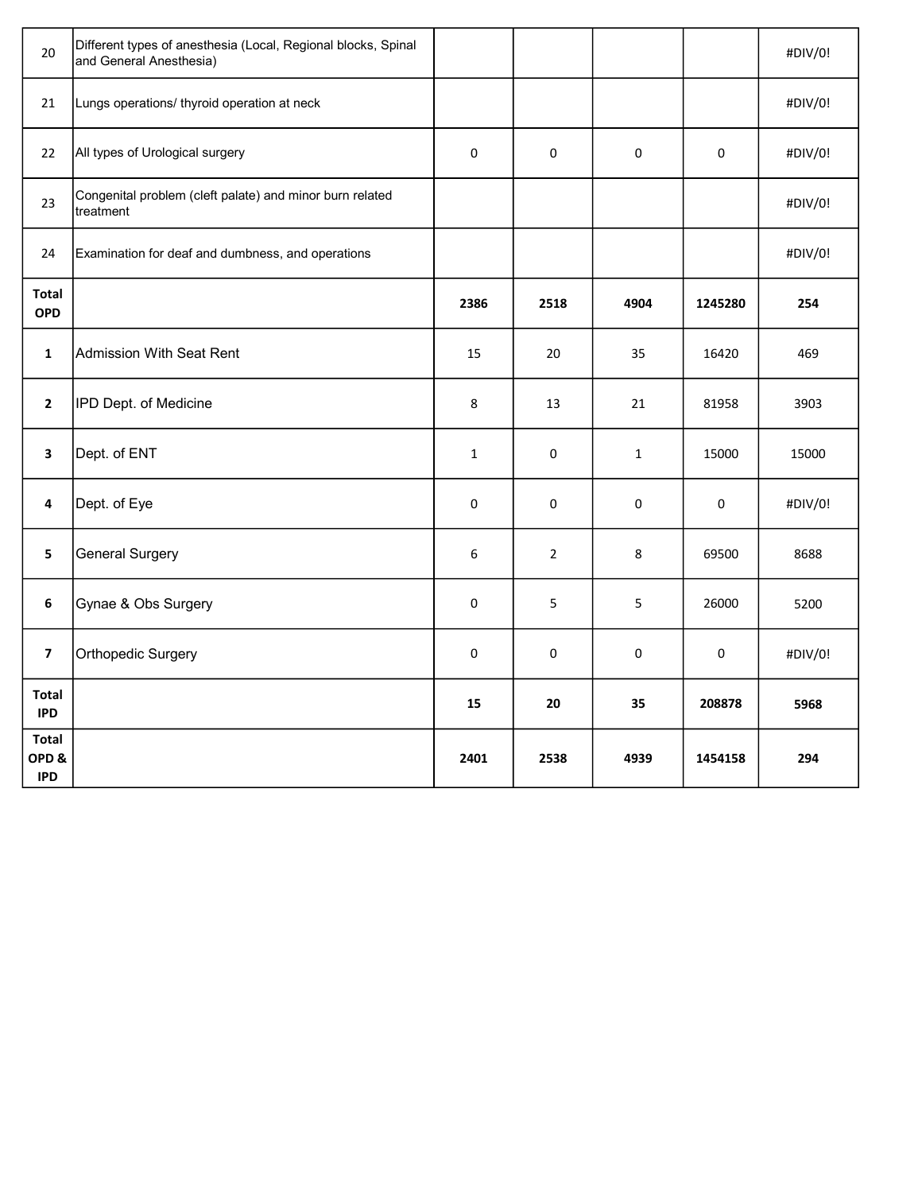| | | | | | | |
|---|---|---|---|---|---|---|
| 20 | Different types of anesthesia (Local, Regional blocks, Spinal and General Anesthesia) | | | | | #DIV/0! |
| 21 | Lungs operations/ thyroid operation at neck | | | | | #DIV/0! |
| 22 | All types of Urological surgery | 0 | 0 | 0 | 0 | #DIV/0! |
| 23 | Congenital problem (cleft palate) and minor burn related treatment | | | | | #DIV/0! |
| 24 | Examination for deaf and dumbness, and operations | | | | | #DIV/0! |
| **Total OPD** | | **2386** | **2518** | **4904** | **1245280** | **254** |
| **1** | Admission With Seat Rent | 15 | 20 | 35 | 16420 | 469 |
| **2** | IPD Dept. of Medicine | 8 | 13 | 21 | 81958 | 3903 |
| **3** | Dept. of ENT | 1 | 0 | 1 | 15000 | 15000 |
| **4** | Dept. of Eye | 0 | 0 | 0 | 0 | #DIV/0! |
| **5** | General Surgery | 6 | 2 | 8 | 69500 | 8688 |
| **6** | Gynae & Obs Surgery | 0 | 5 | 5 | 26000 | 5200 |
| **7** | Orthopedic Surgery | 0 | 0 | 0 | 0 | #DIV/0! |
| **Total IPD** | | **15** | **20** | **35** | **208878** | **5968** |
| **Total OPD & IPD** | | **2401** | **2538** | **4939** | **1454158** | **294** |